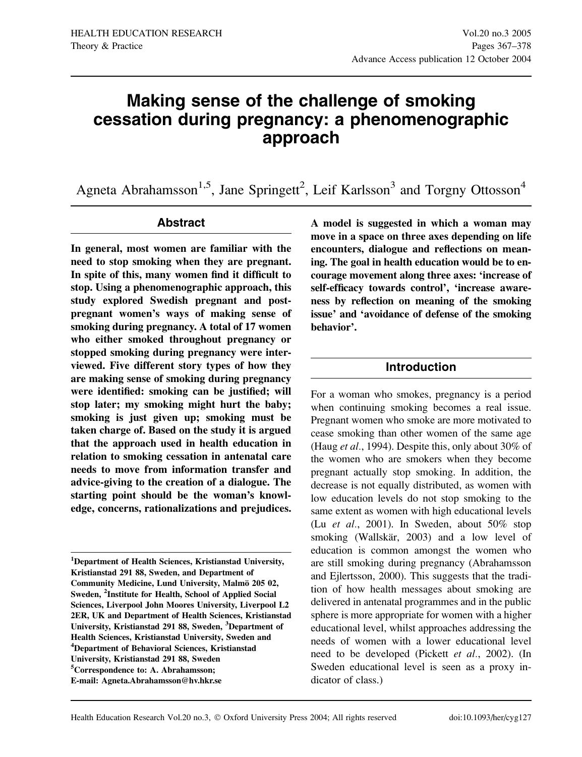# Making sense of the challenge of smoking cessation during pregnancy: a phenomenographic approach

Agneta Abrahamsson[1,5], Jane Springett[2], Leif Karlsson[3] and Torgny Ottosson[4]

## Abstract

**In general, most women are familiar with the need to stop smoking when they are pregnant. In spite of this, many women find it difficult to stop. Using a phenomenographic approach, this study explored Swedish pregnant and post-pregnant women's ways of making sense of smoking during pregnancy. A total of 17 women who either smoked throughout pregnancy or stopped smoking during pregnancy were interviewed. Five different story types of how they are making sense of smoking during pregnancy were identified: smoking can be justified; will stop later; my smoking might hurt the baby; smoking is just given up; smoking must be taken charge of. Based on the study it is argued that the approach used in health education in relation to smoking cessation in antenatal care needs to move from information transfer and advice-giving to the creation of a dialogue. The starting point should be the woman's knowledge, concerns, rationalizations and prejudices. A model is suggested in which a woman may move in a space on three axes depending on life encounters, dialogue and reflections on meaning. The goal in health education would be to encourage movement along three axes: 'increase of self-efficacy towards control', 'increase awareness by reflection on meaning of the smoking issue' and 'avoidance of defense of the smoking behavior'.**

**[1]Department of Health Sciences, Kristianstad University, Kristianstad 291 88, Sweden, and Department of Community Medicine, Lund University, Malmö 205 02, Sweden, [2]Institute for Health, School of Applied Social Sciences, Liverpool John Moores University, Liverpool L2 2ER, UK and Department of Health Sciences, Kristianstad University, Kristianstad 291 88, Sweden, [3]Department of Health Sciences, Kristianstad University, Sweden and [4]Department of Behavioral Sciences, Kristianstad University, Kristianstad 291 88, Sweden**
**[5]Correspondence to: A. Abrahamsson;**
**E-mail: Agneta.Abrahamsson@hv.hkr.se**

## Introduction

For a woman who smokes, pregnancy is a period when continuing smoking becomes a real issue. Pregnant women who smoke are more motivated to cease smoking than other women of the same age (Haug *et al*., 1994). Despite this, only about 30% of the women who are smokers when they become pregnant actually stop smoking. In addition, the decrease is not equally distributed, as women with low education levels do not stop smoking to the same extent as women with high educational levels (Lu *et al*., 2001). In Sweden, about 50% stop smoking (Wallskär, 2003) and a low level of education is common amongst the women who are still smoking during pregnancy (Abrahamsson and Ejlertsson, 2000). This suggests that the tradition of how health messages about smoking are delivered in antenatal programmes and in the public sphere is more appropriate for women with a higher educational level, whilst approaches addressing the needs of women with a lower educational level need to be developed (Pickett *et al*., 2002). (In Sweden educational level is seen as a proxy indicator of class.)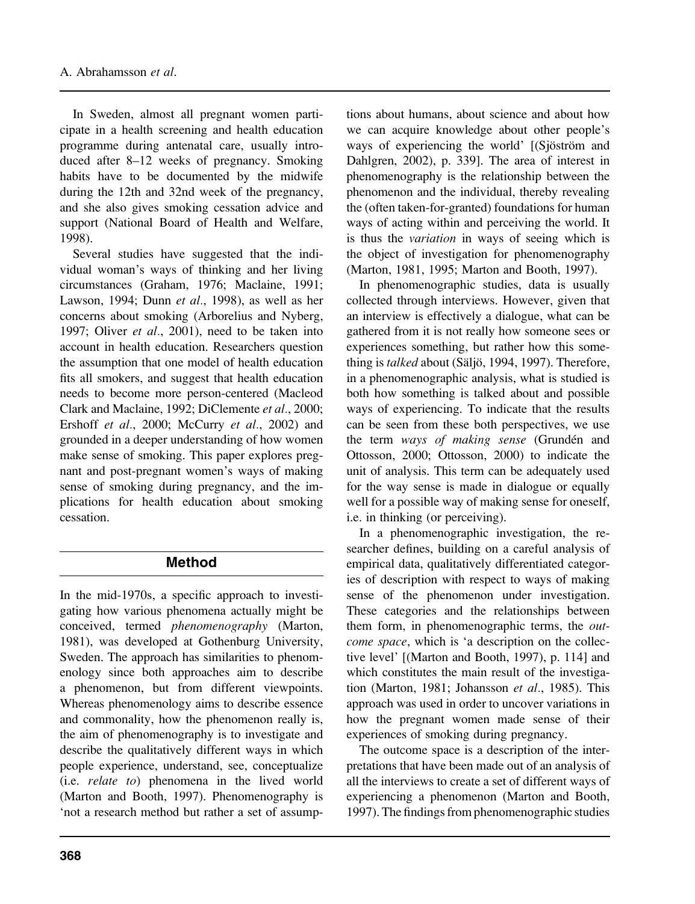In Sweden, almost all pregnant women participate in a health screening and health education programme during antenatal care, usually introduced after 8–12 weeks of pregnancy. Smoking habits have to be documented by the midwife during the 12th and 32nd week of the pregnancy, and she also gives smoking cessation advice and support (National Board of Health and Welfare, 1998).

Several studies have suggested that the individual woman's ways of thinking and her living circumstances (Graham, 1976; Maclaine, 1991; Lawson, 1994; Dunn *et al*., 1998), as well as her concerns about smoking (Arborelius and Nyberg, 1997; Oliver *et al*., 2001), need to be taken into account in health education. Researchers question the assumption that one model of health education fits all smokers, and suggest that health education needs to become more person-centered (Macleod Clark and Maclaine, 1992; DiClemente *et al*., 2000; Ershoff *et al*., 2000; McCurry *et al*., 2002) and grounded in a deeper understanding of how women make sense of smoking. This paper explores pregnant and post-pregnant women's ways of making sense of smoking during pregnancy, and the implications for health education about smoking cessation.

## Method

In the mid-1970s, a specific approach to investigating how various phenomena actually might be conceived, termed *phenomenography* (Marton, 1981), was developed at Gothenburg University, Sweden. The approach has similarities to phenomenology since both approaches aim to describe a phenomenon, but from different viewpoints. Whereas phenomenology aims to describe essence and commonality, how the phenomenon really is, the aim of phenomenography is to investigate and describe the qualitatively different ways in which people experience, understand, see, conceptualize (i.e. *relate to*) phenomena in the lived world (Marton and Booth, 1997). Phenomenography is 'not a research method but rather a set of assumptions about humans, about science and about how we can acquire knowledge about other people's ways of experiencing the world' [(Sjöström and Dahlgren, 2002), p. 339]. The area of interest in phenomenography is the relationship between the phenomenon and the individual, thereby revealing the (often taken-for-granted) foundations for human ways of acting within and perceiving the world. It is thus the *variation* in ways of seeing which is the object of investigation for phenomenography (Marton, 1981, 1995; Marton and Booth, 1997).

In phenomenographic studies, data is usually collected through interviews. However, given that an interview is effectively a dialogue, what can be gathered from it is not really how someone sees or experiences something, but rather how this something is *talked* about (Säljö, 1994, 1997). Therefore, in a phenomenographic analysis, what is studied is both how something is talked about and possible ways of experiencing. To indicate that the results can be seen from these both perspectives, we use the term *ways of making sense* (Grundén and Ottosson, 2000; Ottosson, 2000) to indicate the unit of analysis. This term can be adequately used for the way sense is made in dialogue or equally well for a possible way of making sense for oneself, i.e. in thinking (or perceiving).

In a phenomenographic investigation, the researcher defines, building on a careful analysis of empirical data, qualitatively differentiated categories of description with respect to ways of making sense of the phenomenon under investigation. These categories and the relationships between them form, in phenomenographic terms, the *outcome space*, which is 'a description on the collective level' [(Marton and Booth, 1997), p. 114] and which constitutes the main result of the investigation (Marton, 1981; Johansson *et al*., 1985). This approach was used in order to uncover variations in how the pregnant women made sense of their experiences of smoking during pregnancy.

The outcome space is a description of the interpretations that have been made out of an analysis of all the interviews to create a set of different ways of experiencing a phenomenon (Marton and Booth, 1997). The findings from phenomenographic studies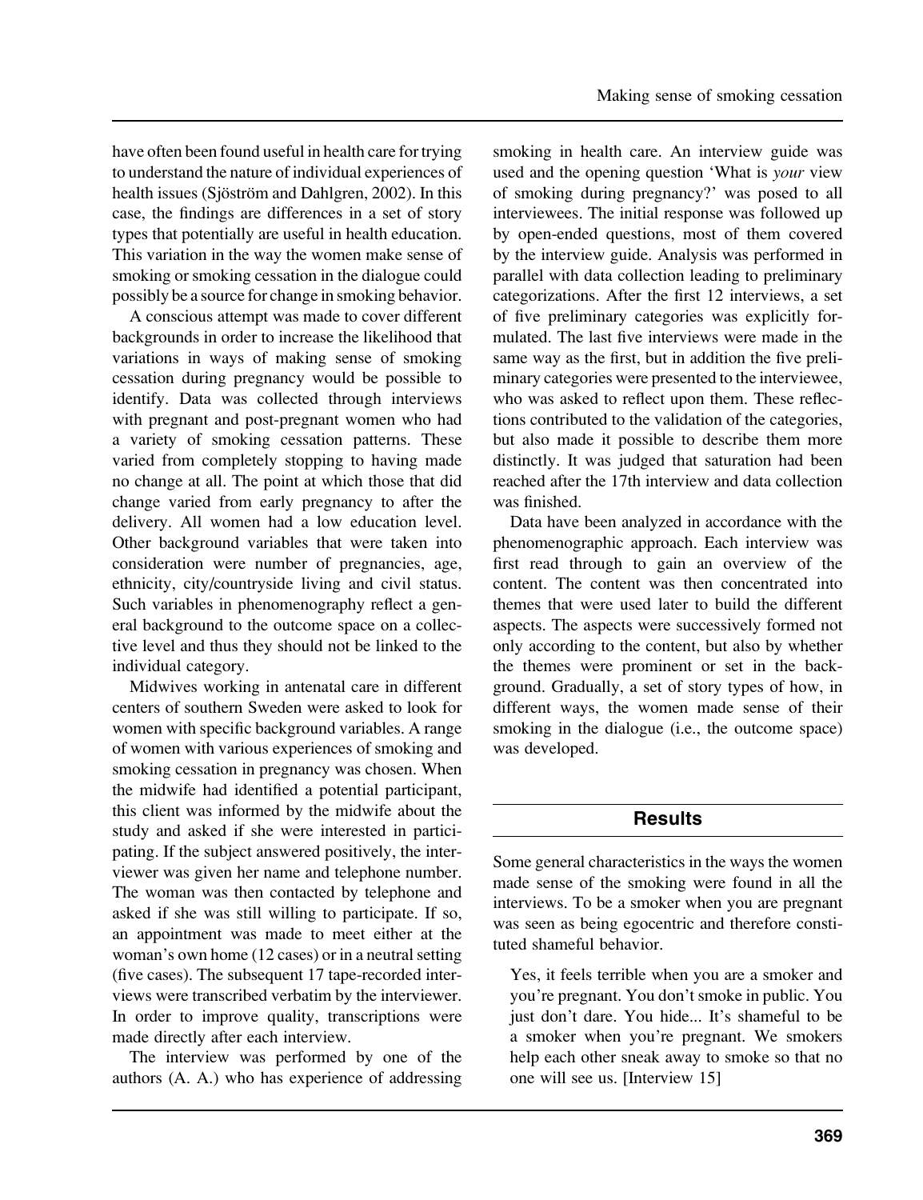have often been found useful in health care for trying to understand the nature of individual experiences of health issues (Sjöström and Dahlgren, 2002). In this case, the findings are differences in a set of story types that potentially are useful in health education. This variation in the way the women make sense of smoking or smoking cessation in the dialogue could possibly be a source for change in smoking behavior.

A conscious attempt was made to cover different backgrounds in order to increase the likelihood that variations in ways of making sense of smoking cessation during pregnancy would be possible to identify. Data was collected through interviews with pregnant and post-pregnant women who had a variety of smoking cessation patterns. These varied from completely stopping to having made no change at all. The point at which those that did change varied from early pregnancy to after the delivery. All women had a low education level. Other background variables that were taken into consideration were number of pregnancies, age, ethnicity, city/countryside living and civil status. Such variables in phenomenography reflect a general background to the outcome space on a collective level and thus they should not be linked to the individual category.

Midwives working in antenatal care in different centers of southern Sweden were asked to look for women with specific background variables. A range of women with various experiences of smoking and smoking cessation in pregnancy was chosen. When the midwife had identified a potential participant, this client was informed by the midwife about the study and asked if she were interested in participating. If the subject answered positively, the interviewer was given her name and telephone number. The woman was then contacted by telephone and asked if she was still willing to participate. If so, an appointment was made to meet either at the woman's own home (12 cases) or in a neutral setting (five cases). The subsequent 17 tape-recorded interviews were transcribed verbatim by the interviewer. In order to improve quality, transcriptions were made directly after each interview.

The interview was performed by one of the authors (A. A.) who has experience of addressing smoking in health care. An interview guide was used and the opening question 'What is *your* view of smoking during pregnancy?' was posed to all interviewees. The initial response was followed up by open-ended questions, most of them covered by the interview guide. Analysis was performed in parallel with data collection leading to preliminary categorizations. After the first 12 interviews, a set of five preliminary categories was explicitly formulated. The last five interviews were made in the same way as the first, but in addition the five preliminary categories were presented to the interviewee, who was asked to reflect upon them. These reflections contributed to the validation of the categories, but also made it possible to describe them more distinctly. It was judged that saturation had been reached after the 17th interview and data collection was finished.

Data have been analyzed in accordance with the phenomenographic approach. Each interview was first read through to gain an overview of the content. The content was then concentrated into themes that were used later to build the different aspects. The aspects were successively formed not only according to the content, but also by whether the themes were prominent or set in the background. Gradually, a set of story types of how, in different ways, the women made sense of their smoking in the dialogue (i.e., the outcome space) was developed.

## Results

Some general characteristics in the ways the women made sense of the smoking were found in all the interviews. To be a smoker when you are pregnant was seen as being egocentric and therefore constituted shameful behavior.

> Yes, it feels terrible when you are a smoker and you're pregnant. You don't smoke in public. You just don't dare. You hide... It's shameful to be a smoker when you're pregnant. We smokers help each other sneak away to smoke so that no one will see us. [Interview 15]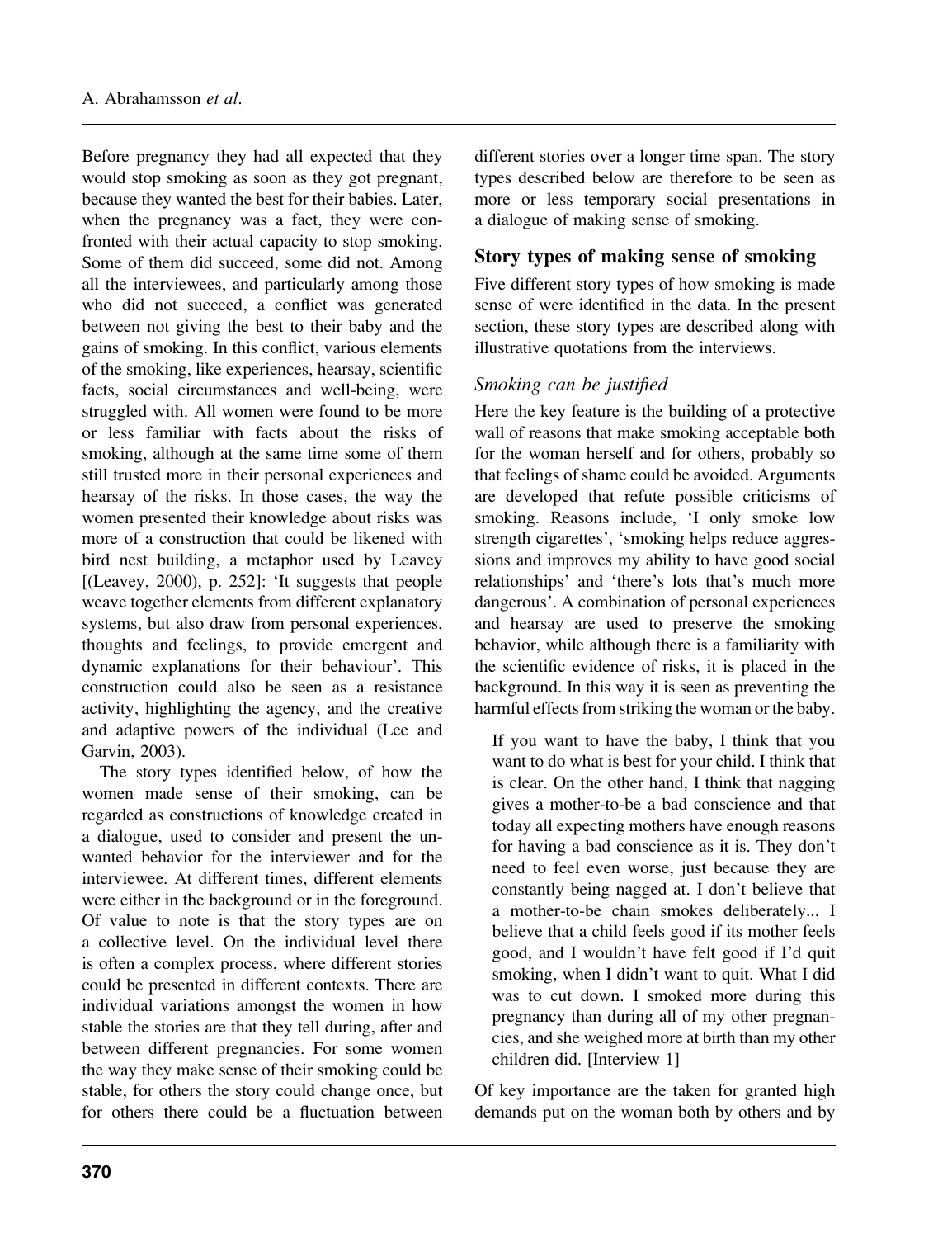Before pregnancy they had all expected that they would stop smoking as soon as they got pregnant, because they wanted the best for their babies. Later, when the pregnancy was a fact, they were confronted with their actual capacity to stop smoking. Some of them did succeed, some did not. Among all the interviewees, and particularly among those who did not succeed, a conflict was generated between not giving the best to their baby and the gains of smoking. In this conflict, various elements of the smoking, like experiences, hearsay, scientific facts, social circumstances and well-being, were struggled with. All women were found to be more or less familiar with facts about the risks of smoking, although at the same time some of them still trusted more in their personal experiences and hearsay of the risks. In those cases, the way the women presented their knowledge about risks was more of a construction that could be likened with bird nest building, a metaphor used by Leavey [(Leavey, 2000), p. 252]: 'It suggests that people weave together elements from different explanatory systems, but also draw from personal experiences, thoughts and feelings, to provide emergent and dynamic explanations for their behaviour'. This construction could also be seen as a resistance activity, highlighting the agency, and the creative and adaptive powers of the individual (Lee and Garvin, 2003).

The story types identified below, of how the women made sense of their smoking, can be regarded as constructions of knowledge created in a dialogue, used to consider and present the unwanted behavior for the interviewer and for the interviewee. At different times, different elements were either in the background or in the foreground. Of value to note is that the story types are on a collective level. On the individual level there is often a complex process, where different stories could be presented in different contexts. There are individual variations amongst the women in how stable the stories are that they tell during, after and between different pregnancies. For some women the way they make sense of their smoking could be stable, for others the story could change once, but for others there could be a fluctuation between different stories over a longer time span. The story types described below are therefore to be seen as more or less temporary social presentations in a dialogue of making sense of smoking.

## Story types of making sense of smoking

Five different story types of how smoking is made sense of were identified in the data. In the present section, these story types are described along with illustrative quotations from the interviews.

### *Smoking can be justified*

Here the key feature is the building of a protective wall of reasons that make smoking acceptable both for the woman herself and for others, probably so that feelings of shame could be avoided. Arguments are developed that refute possible criticisms of smoking. Reasons include, 'I only smoke low strength cigarettes', 'smoking helps reduce aggressions and improves my ability to have good social relationships' and 'there's lots that's much more dangerous'. A combination of personal experiences and hearsay are used to preserve the smoking behavior, while although there is a familiarity with the scientific evidence of risks, it is placed in the background. In this way it is seen as preventing the harmful effects from striking the woman or the baby.

> If you want to have the baby, I think that you want to do what is best for your child. I think that is clear. On the other hand, I think that nagging gives a mother-to-be a bad conscience and that today all expecting mothers have enough reasons for having a bad conscience as it is. They don't need to feel even worse, just because they are constantly being nagged at. I don't believe that a mother-to-be chain smokes deliberately... I believe that a child feels good if its mother feels good, and I wouldn't have felt good if I'd quit smoking, when I didn't want to quit. What I did was to cut down. I smoked more during this pregnancy than during all of my other pregnancies, and she weighed more at birth than my other children did. [Interview 1]

Of key importance are the taken for granted high demands put on the woman both by others and by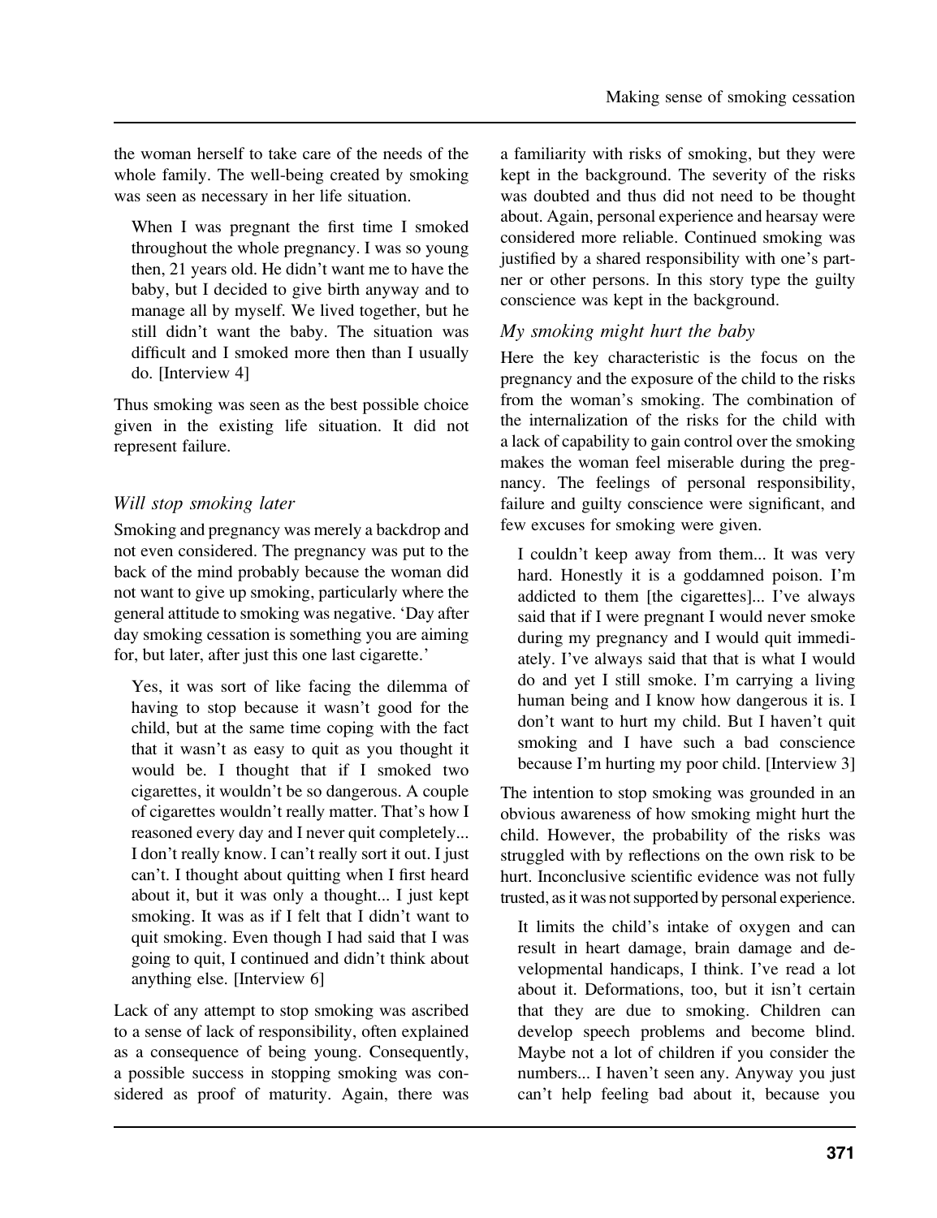the woman herself to take care of the needs of the whole family. The well-being created by smoking was seen as necessary in her life situation.

> When I was pregnant the first time I smoked throughout the whole pregnancy. I was so young then, 21 years old. He didn't want me to have the baby, but I decided to give birth anyway and to manage all by myself. We lived together, but he still didn't want the baby. The situation was difficult and I smoked more then than I usually do. [Interview 4]

Thus smoking was seen as the best possible choice given in the existing life situation. It did not represent failure.

### *Will stop smoking later*

Smoking and pregnancy was merely a backdrop and not even considered. The pregnancy was put to the back of the mind probably because the woman did not want to give up smoking, particularly where the general attitude to smoking was negative. 'Day after day smoking cessation is something you are aiming for, but later, after just this one last cigarette.'

> Yes, it was sort of like facing the dilemma of having to stop because it wasn't good for the child, but at the same time coping with the fact that it wasn't as easy to quit as you thought it would be. I thought that if I smoked two cigarettes, it wouldn't be so dangerous. A couple of cigarettes wouldn't really matter. That's how I reasoned every day and I never quit completely... I don't really know. I can't really sort it out. I just can't. I thought about quitting when I first heard about it, but it was only a thought... I just kept smoking. It was as if I felt that I didn't want to quit smoking. Even though I had said that I was going to quit, I continued and didn't think about anything else. [Interview 6]

Lack of any attempt to stop smoking was ascribed to a sense of lack of responsibility, often explained as a consequence of being young. Consequently, a possible success in stopping smoking was considered as proof of maturity. Again, there was a familiarity with risks of smoking, but they were kept in the background. The severity of the risks was doubted and thus did not need to be thought about. Again, personal experience and hearsay were considered more reliable. Continued smoking was justified by a shared responsibility with one's partner or other persons. In this story type the guilty conscience was kept in the background.

### *My smoking might hurt the baby*

Here the key characteristic is the focus on the pregnancy and the exposure of the child to the risks from the woman's smoking. The combination of the internalization of the risks for the child with a lack of capability to gain control over the smoking makes the woman feel miserable during the pregnancy. The feelings of personal responsibility, failure and guilty conscience were significant, and few excuses for smoking were given.

> I couldn't keep away from them... It was very hard. Honestly it is a goddamned poison. I'm addicted to them [the cigarettes]... I've always said that if I were pregnant I would never smoke during my pregnancy and I would quit immediately. I've always said that that is what I would do and yet I still smoke. I'm carrying a living human being and I know how dangerous it is. I don't want to hurt my child. But I haven't quit smoking and I have such a bad conscience because I'm hurting my poor child. [Interview 3]

The intention to stop smoking was grounded in an obvious awareness of how smoking might hurt the child. However, the probability of the risks was struggled with by reflections on the own risk to be hurt. Inconclusive scientific evidence was not fully trusted, as it was not supported by personal experience.

> It limits the child's intake of oxygen and can result in heart damage, brain damage and developmental handicaps, I think. I've read a lot about it. Deformations, too, but it isn't certain that they are due to smoking. Children can develop speech problems and become blind. Maybe not a lot of children if you consider the numbers... I haven't seen any. Anyway you just can't help feeling bad about it, because you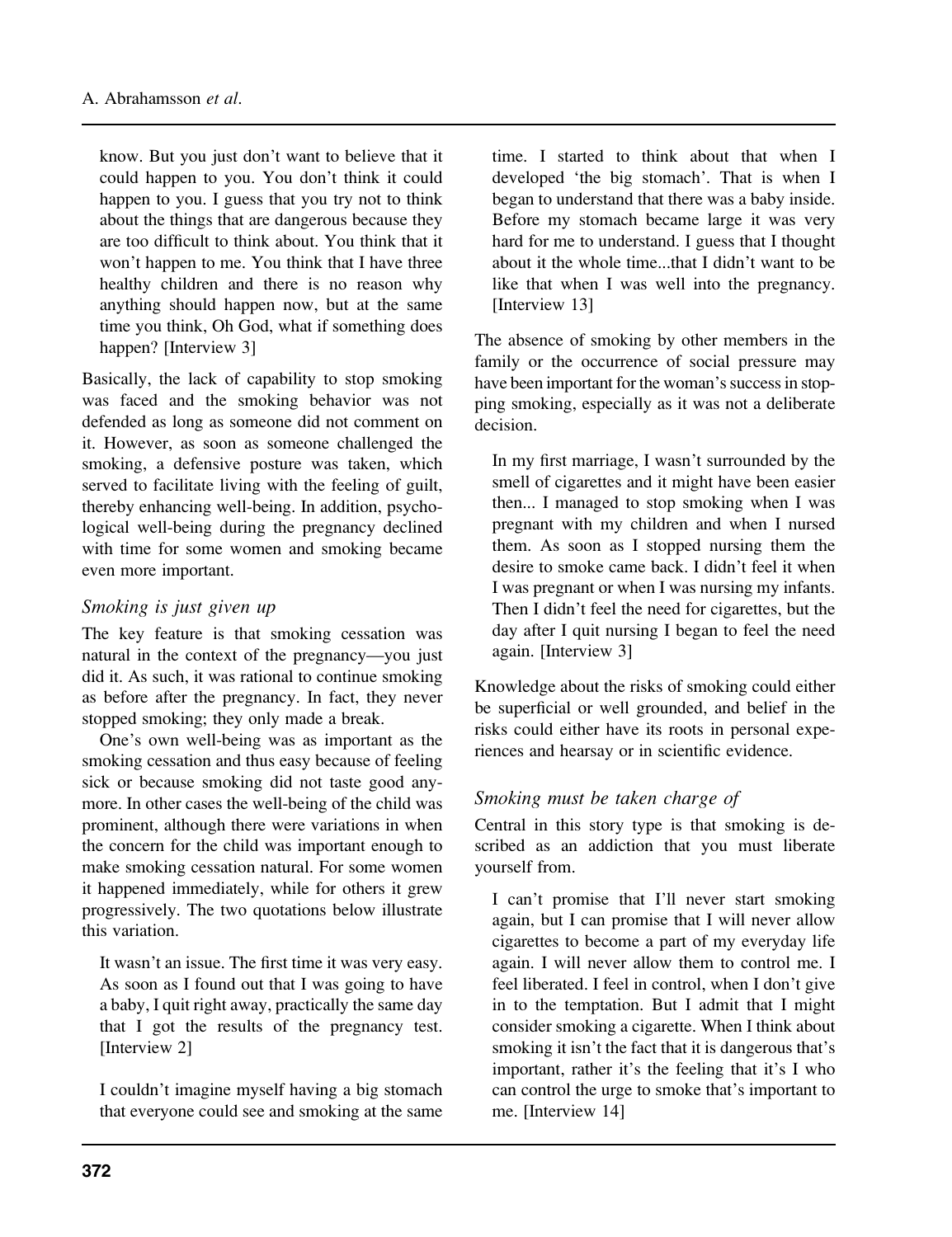know. But you just don't want to believe that it could happen to you. You don't think it could happen to you. I guess that you try not to think about the things that are dangerous because they are too difficult to think about. You think that it won't happen to me. You think that I have three healthy children and there is no reason why anything should happen now, but at the same time you think, Oh God, what if something does happen? [Interview 3]

Basically, the lack of capability to stop smoking was faced and the smoking behavior was not defended as long as someone did not comment on it. However, as soon as someone challenged the smoking, a defensive posture was taken, which served to facilitate living with the feeling of guilt, thereby enhancing well-being. In addition, psychological well-being during the pregnancy declined with time for some women and smoking became even more important.

### *Smoking is just given up*

The key feature is that smoking cessation was natural in the context of the pregnancy—you just did it. As such, it was rational to continue smoking as before after the pregnancy. In fact, they never stopped smoking; they only made a break.

One's own well-being was as important as the smoking cessation and thus easy because of feeling sick or because smoking did not taste good anymore. In other cases the well-being of the child was prominent, although there were variations in when the concern for the child was important enough to make smoking cessation natural. For some women it happened immediately, while for others it grew progressively. The two quotations below illustrate this variation.

> It wasn't an issue. The first time it was very easy. As soon as I found out that I was going to have a baby, I quit right away, practically the same day that I got the results of the pregnancy test. [Interview 2]

> I couldn't imagine myself having a big stomach that everyone could see and smoking at the same time. I started to think about that when I developed 'the big stomach'. That is when I began to understand that there was a baby inside. Before my stomach became large it was very hard for me to understand. I guess that I thought about it the whole time...that I didn't want to be like that when I was well into the pregnancy. [Interview 13]

The absence of smoking by other members in the family or the occurrence of social pressure may have been important for the woman's success in stopping smoking, especially as it was not a deliberate decision.

> In my first marriage, I wasn't surrounded by the smell of cigarettes and it might have been easier then... I managed to stop smoking when I was pregnant with my children and when I nursed them. As soon as I stopped nursing them the desire to smoke came back. I didn't feel it when I was pregnant or when I was nursing my infants. Then I didn't feel the need for cigarettes, but the day after I quit nursing I began to feel the need again. [Interview 3]

Knowledge about the risks of smoking could either be superficial or well grounded, and belief in the risks could either have its roots in personal experiences and hearsay or in scientific evidence.

### *Smoking must be taken charge of*

Central in this story type is that smoking is described as an addiction that you must liberate yourself from.

> I can't promise that I'll never start smoking again, but I can promise that I will never allow cigarettes to become a part of my everyday life again. I will never allow them to control me. I feel liberated. I feel in control, when I don't give in to the temptation. But I admit that I might consider smoking a cigarette. When I think about smoking it isn't the fact that it is dangerous that's important, rather it's the feeling that it's I who can control the urge to smoke that's important to me. [Interview 14]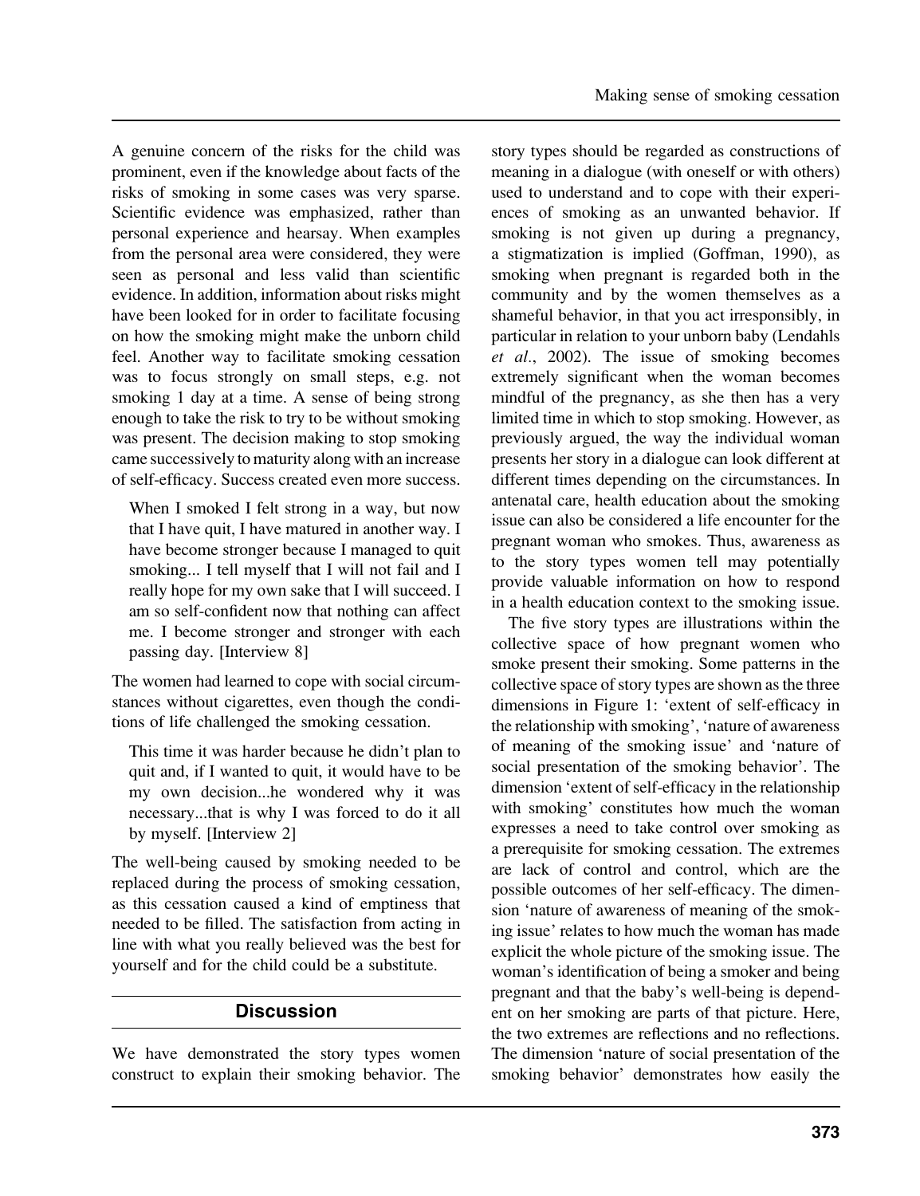A genuine concern of the risks for the child was prominent, even if the knowledge about facts of the risks of smoking in some cases was very sparse. Scientific evidence was emphasized, rather than personal experience and hearsay. When examples from the personal area were considered, they were seen as personal and less valid than scientific evidence. In addition, information about risks might have been looked for in order to facilitate focusing on how the smoking might make the unborn child feel. Another way to facilitate smoking cessation was to focus strongly on small steps, e.g. not smoking 1 day at a time. A sense of being strong enough to take the risk to try to be without smoking was present. The decision making to stop smoking came successively to maturity along with an increase of self-efficacy. Success created even more success.

> When I smoked I felt strong in a way, but now that I have quit, I have matured in another way. I have become stronger because I managed to quit smoking... I tell myself that I will not fail and I really hope for my own sake that I will succeed. I am so self-confident now that nothing can affect me. I become stronger and stronger with each passing day. [Interview 8]

The women had learned to cope with social circumstances without cigarettes, even though the conditions of life challenged the smoking cessation.

> This time it was harder because he didn't plan to quit and, if I wanted to quit, it would have to be my own decision...he wondered why it was necessary...that is why I was forced to do it all by myself. [Interview 2]

The well-being caused by smoking needed to be replaced during the process of smoking cessation, as this cessation caused a kind of emptiness that needed to be filled. The satisfaction from acting in line with what you really believed was the best for yourself and for the child could be a substitute.

## Discussion

We have demonstrated the story types women construct to explain their smoking behavior. The story types should be regarded as constructions of meaning in a dialogue (with oneself or with others) used to understand and to cope with their experiences of smoking as an unwanted behavior. If smoking is not given up during a pregnancy, a stigmatization is implied (Goffman, 1990), as smoking when pregnant is regarded both in the community and by the women themselves as a shameful behavior, in that you act irresponsibly, in particular in relation to your unborn baby (Lendahls *et al*., 2002). The issue of smoking becomes extremely significant when the woman becomes mindful of the pregnancy, as she then has a very limited time in which to stop smoking. However, as previously argued, the way the individual woman presents her story in a dialogue can look different at different times depending on the circumstances. In antenatal care, health education about the smoking issue can also be considered a life encounter for the pregnant woman who smokes. Thus, awareness as to the story types women tell may potentially provide valuable information on how to respond in a health education context to the smoking issue.

The five story types are illustrations within the collective space of how pregnant women who smoke present their smoking. Some patterns in the collective space of story types are shown as the three dimensions in Figure 1: 'extent of self-efficacy in the relationship with smoking', 'nature of awareness of meaning of the smoking issue' and 'nature of social presentation of the smoking behavior'. The dimension 'extent of self-efficacy in the relationship with smoking' constitutes how much the woman expresses a need to take control over smoking as a prerequisite for smoking cessation. The extremes are lack of control and control, which are the possible outcomes of her self-efficacy. The dimension 'nature of awareness of meaning of the smoking issue' relates to how much the woman has made explicit the whole picture of the smoking issue. The woman's identification of being a smoker and being pregnant and that the baby's well-being is dependent on her smoking are parts of that picture. Here, the two extremes are reflections and no reflections. The dimension 'nature of social presentation of the smoking behavior' demonstrates how easily the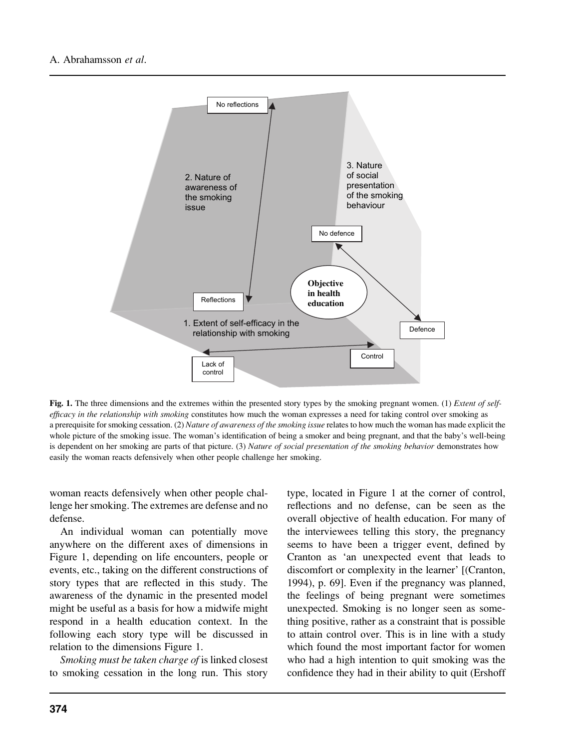**Fig. 1.** The three dimensions and the extremes within the presented story types by the smoking pregnant women. (1) *Extent of self-efficacy in the relationship with smoking* constitutes how much the woman expresses a need for taking control over smoking as a prerequisite for smoking cessation. (2) *Nature of awareness of the smoking issue* relates to how much the woman has made explicit the whole picture of the smoking issue. The woman's identification of being a smoker and being pregnant, and that the baby's well-being is dependent on her smoking are parts of that picture. (3) *Nature of social presentation of the smoking behavior* demonstrates how easily the woman reacts defensively when other people challenge her smoking.

woman reacts defensively when other people challenge her smoking. The extremes are defense and no defense.

An individual woman can potentially move anywhere on the different axes of dimensions in Figure 1, depending on life encounters, people or events, etc., taking on the different constructions of story types that are reflected in this study. The awareness of the dynamic in the presented model might be useful as a basis for how a midwife might respond in a health education context. In the following each story type will be discussed in relation to the dimensions Figure 1.

*Smoking must be taken charge of* is linked closest to smoking cessation in the long run. This story type, located in Figure 1 at the corner of control, reflections and no defense, can be seen as the overall objective of health education. For many of the interviewees telling this story, the pregnancy seems to have been a trigger event, defined by Cranton as 'an unexpected event that leads to discomfort or complexity in the learner' [(Cranton, 1994), p. 69]. Even if the pregnancy was planned, the feelings of being pregnant were sometimes unexpected. Smoking is no longer seen as something positive, rather as a constraint that is possible to attain control over. This is in line with a study which found the most important factor for women who had a high intention to quit smoking was the confidence they had in their ability to quit (Ershoff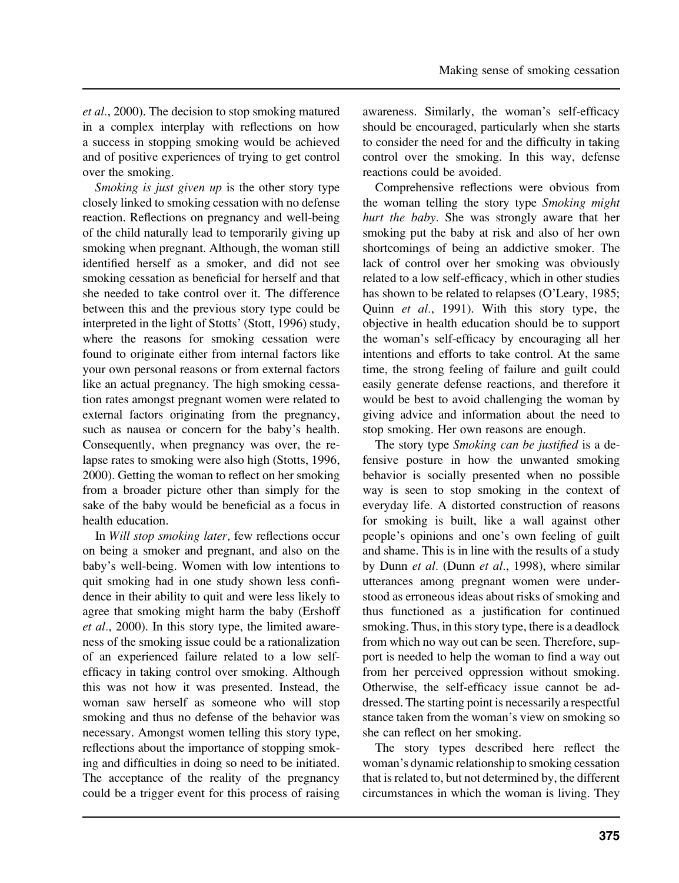*et al*., 2000). The decision to stop smoking matured in a complex interplay with reflections on how a success in stopping smoking would be achieved and of positive experiences of trying to get control over the smoking.

*Smoking is just given up* is the other story type closely linked to smoking cessation with no defense reaction. Reflections on pregnancy and well-being of the child naturally lead to temporarily giving up smoking when pregnant. Although, the woman still identified herself as a smoker, and did not see smoking cessation as beneficial for herself and that she needed to take control over it. The difference between this and the previous story type could be interpreted in the light of Stotts' (Stott, 1996) study, where the reasons for smoking cessation were found to originate either from internal factors like your own personal reasons or from external factors like an actual pregnancy. The high smoking cessation rates amongst pregnant women were related to external factors originating from the pregnancy, such as nausea or concern for the baby's health. Consequently, when pregnancy was over, the relapse rates to smoking were also high (Stotts, 1996, 2000). Getting the woman to reflect on her smoking from a broader picture other than simply for the sake of the baby would be beneficial as a focus in health education.

In *Will stop smoking later,* few reflections occur on being a smoker and pregnant, and also on the baby's well-being. Women with low intentions to quit smoking had in one study shown less confidence in their ability to quit and were less likely to agree that smoking might harm the baby (Ershoff *et al*., 2000). In this story type, the limited awareness of the smoking issue could be a rationalization of an experienced failure related to a low self-efficacy in taking control over smoking. Although this was not how it was presented. Instead, the woman saw herself as someone who will stop smoking and thus no defense of the behavior was necessary. Amongst women telling this story type, reflections about the importance of stopping smoking and difficulties in doing so need to be initiated. The acceptance of the reality of the pregnancy could be a trigger event for this process of raising awareness. Similarly, the woman's self-efficacy should be encouraged, particularly when she starts to consider the need for and the difficulty in taking control over the smoking. In this way, defense reactions could be avoided.

Comprehensive reflections were obvious from the woman telling the story type *Smoking might hurt the baby*. She was strongly aware that her smoking put the baby at risk and also of her own shortcomings of being an addictive smoker. The lack of control over her smoking was obviously related to a low self-efficacy, which in other studies has shown to be related to relapses (O'Leary, 1985; Quinn *et al*., 1991). With this story type, the objective in health education should be to support the woman's self-efficacy by encouraging all her intentions and efforts to take control. At the same time, the strong feeling of failure and guilt could easily generate defense reactions, and therefore it would be best to avoid challenging the woman by giving advice and information about the need to stop smoking. Her own reasons are enough.

The story type *Smoking can be justified* is a defensive posture in how the unwanted smoking behavior is socially presented when no possible way is seen to stop smoking in the context of everyday life. A distorted construction of reasons for smoking is built, like a wall against other people's opinions and one's own feeling of guilt and shame. This is in line with the results of a study by Dunn *et al*. (Dunn *et al*., 1998), where similar utterances among pregnant women were understood as erroneous ideas about risks of smoking and thus functioned as a justification for continued smoking. Thus, in this story type, there is a deadlock from which no way out can be seen. Therefore, support is needed to help the woman to find a way out from her perceived oppression without smoking. Otherwise, the self-efficacy issue cannot be addressed. The starting point is necessarily a respectful stance taken from the woman's view on smoking so she can reflect on her smoking.

The story types described here reflect the woman's dynamic relationship to smoking cessation that is related to, but not determined by, the different circumstances in which the woman is living. They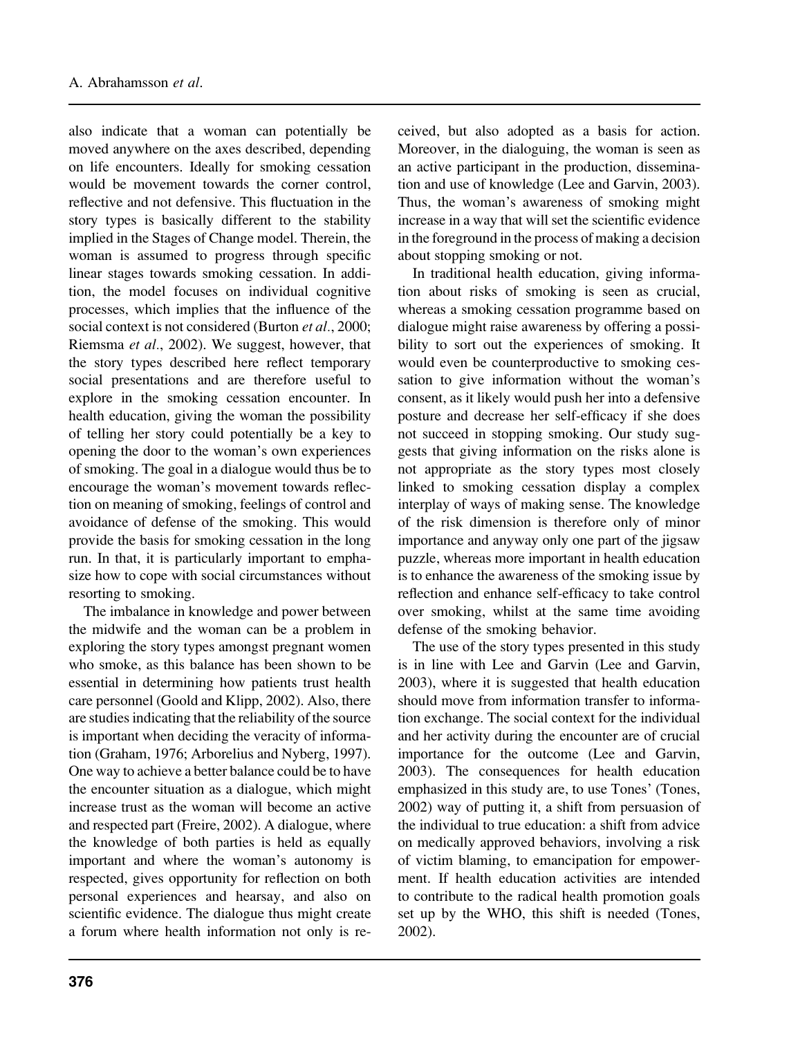also indicate that a woman can potentially be moved anywhere on the axes described, depending on life encounters. Ideally for smoking cessation would be movement towards the corner control, reflective and not defensive. This fluctuation in the story types is basically different to the stability implied in the Stages of Change model. Therein, the woman is assumed to progress through specific linear stages towards smoking cessation. In addition, the model focuses on individual cognitive processes, which implies that the influence of the social context is not considered (Burton *et al*., 2000; Riemsma *et al*., 2002). We suggest, however, that the story types described here reflect temporary social presentations and are therefore useful to explore in the smoking cessation encounter. In health education, giving the woman the possibility of telling her story could potentially be a key to opening the door to the woman's own experiences of smoking. The goal in a dialogue would thus be to encourage the woman's movement towards reflection on meaning of smoking, feelings of control and avoidance of defense of the smoking. This would provide the basis for smoking cessation in the long run. In that, it is particularly important to emphasize how to cope with social circumstances without resorting to smoking.

The imbalance in knowledge and power between the midwife and the woman can be a problem in exploring the story types amongst pregnant women who smoke, as this balance has been shown to be essential in determining how patients trust health care personnel (Goold and Klipp, 2002). Also, there are studies indicating that the reliability of the source is important when deciding the veracity of information (Graham, 1976; Arborelius and Nyberg, 1997). One way to achieve a better balance could be to have the encounter situation as a dialogue, which might increase trust as the woman will become an active and respected part (Freire, 2002). A dialogue, where the knowledge of both parties is held as equally important and where the woman's autonomy is respected, gives opportunity for reflection on both personal experiences and hearsay, and also on scientific evidence. The dialogue thus might create a forum where health information not only is received, but also adopted as a basis for action. Moreover, in the dialoguing, the woman is seen as an active participant in the production, dissemination and use of knowledge (Lee and Garvin, 2003). Thus, the woman's awareness of smoking might increase in a way that will set the scientific evidence in the foreground in the process of making a decision about stopping smoking or not.

In traditional health education, giving information about risks of smoking is seen as crucial, whereas a smoking cessation programme based on dialogue might raise awareness by offering a possibility to sort out the experiences of smoking. It would even be counterproductive to smoking cessation to give information without the woman's consent, as it likely would push her into a defensive posture and decrease her self-efficacy if she does not succeed in stopping smoking. Our study suggests that giving information on the risks alone is not appropriate as the story types most closely linked to smoking cessation display a complex interplay of ways of making sense. The knowledge of the risk dimension is therefore only of minor importance and anyway only one part of the jigsaw puzzle, whereas more important in health education is to enhance the awareness of the smoking issue by reflection and enhance self-efficacy to take control over smoking, whilst at the same time avoiding defense of the smoking behavior.

The use of the story types presented in this study is in line with Lee and Garvin (Lee and Garvin, 2003), where it is suggested that health education should move from information transfer to information exchange. The social context for the individual and her activity during the encounter are of crucial importance for the outcome (Lee and Garvin, 2003). The consequences for health education emphasized in this study are, to use Tones' (Tones, 2002) way of putting it, a shift from persuasion of the individual to true education: a shift from advice on medically approved behaviors, involving a risk of victim blaming, to emancipation for empowerment. If health education activities are intended to contribute to the radical health promotion goals set up by the WHO, this shift is needed (Tones, 2002).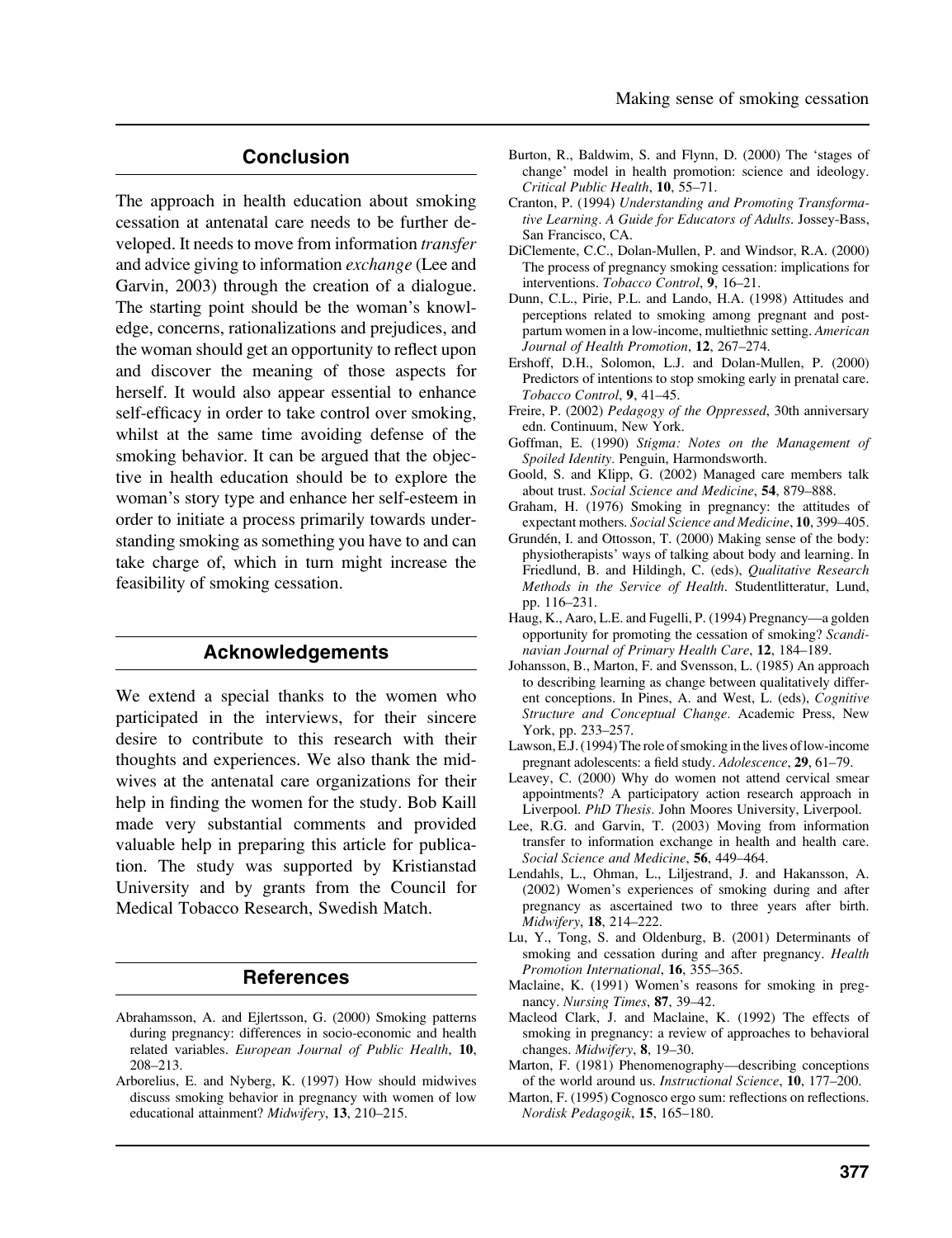## Conclusion

The approach in health education about smoking cessation at antenatal care needs to be further developed. It needs to move from information *transfer* and advice giving to information *exchange* (Lee and Garvin, 2003) through the creation of a dialogue. The starting point should be the woman's knowledge, concerns, rationalizations and prejudices, and the woman should get an opportunity to reflect upon and discover the meaning of those aspects for herself. It would also appear essential to enhance self-efficacy in order to take control over smoking, whilst at the same time avoiding defense of the smoking behavior. It can be argued that the objective in health education should be to explore the woman's story type and enhance her self-esteem in order to initiate a process primarily towards understanding smoking as something you have to and can take charge of, which in turn might increase the feasibility of smoking cessation.

## Acknowledgements

We extend a special thanks to the women who participated in the interviews, for their sincere desire to contribute to this research with their thoughts and experiences. We also thank the midwives at the antenatal care organizations for their help in finding the women for the study. Bob Kaill made very substantial comments and provided valuable help in preparing this article for publication. The study was supported by Kristianstad University and by grants from the Council for Medical Tobacco Research, Swedish Match.

## References

Abrahamsson, A. and Ejlertsson, G. (2000) Smoking patterns during pregnancy: differences in socio-economic and health related variables. *European Journal of Public Health*, **10**, 208–213.

Arborelius, E. and Nyberg, K. (1997) How should midwives discuss smoking behavior in pregnancy with women of low educational attainment? *Midwifery*, **13**, 210–215.

Burton, R., Baldwim, S. and Flynn, D. (2000) The 'stages of change' model in health promotion: science and ideology. *Critical Public Health*, **10**, 55–71.

Cranton, P. (1994) *Understanding and Promoting Transformative Learning. A Guide for Educators of Adults*. Jossey-Bass, San Francisco, CA.

DiClemente, C.C., Dolan-Mullen, P. and Windsor, R.A. (2000) The process of pregnancy smoking cessation: implications for interventions. *Tobacco Control*, **9**, 16–21.

Dunn, C.L., Pirie, P.L. and Lando, H.A. (1998) Attitudes and perceptions related to smoking among pregnant and postpartum women in a low-income, multiethnic setting. *American Journal of Health Promotion*, **12**, 267–274.

Ershoff, D.H., Solomon, L.J. and Dolan-Mullen, P. (2000) Predictors of intentions to stop smoking early in prenatal care. *Tobacco Control*, **9**, 41–45.

Freire, P. (2002) *Pedagogy of the Oppressed*, 30th anniversary edn. Continuum, New York.

Goffman, E. (1990) *Stigma: Notes on the Management of Spoiled Identity*. Penguin, Harmondsworth.

Goold, S. and Klipp, G. (2002) Managed care members talk about trust. *Social Science and Medicine*, **54**, 879–888.

Graham, H. (1976) Smoking in pregnancy: the attitudes of expectant mothers. *Social Science and Medicine*, **10**, 399–405.

Grundén, I. and Ottosson, T. (2000) Making sense of the body: physiotherapists' ways of talking about body and learning. In Friedlund, B. and Hildingh, C. (eds), *Qualitative Research Methods in the Service of Health*. Studentlitteratur, Lund, pp. 116–231.

Haug, K., Aaro, L.E. and Fugelli, P. (1994) Pregnancy—a golden opportunity for promoting the cessation of smoking? *Scandinavian Journal of Primary Health Care*, **12**, 184–189.

Johansson, B., Marton, F. and Svensson, L. (1985) An approach to describing learning as change between qualitatively different conceptions. In Pines, A. and West, L. (eds), *Cognitive Structure and Conceptual Change*. Academic Press, New York, pp. 233–257.

Lawson, E.J. (1994) The role of smoking in the lives of low-income pregnant adolescents: a field study. *Adolescence*, **29**, 61–79.

Leavey, C. (2000) Why do women not attend cervical smear appointments? A participatory action research approach in Liverpool. *PhD Thesis*. John Moores University, Liverpool.

Lee, R.G. and Garvin, T. (2003) Moving from information transfer to information exchange in health and health care. *Social Science and Medicine*, **56**, 449–464.

Lendahls, L., Ohman, L., Liljestrand, J. and Hakansson, A. (2002) Women's experiences of smoking during and after pregnancy as ascertained two to three years after birth. *Midwifery*, **18**, 214–222.

Lu, Y., Tong, S. and Oldenburg, B. (2001) Determinants of smoking and cessation during and after pregnancy. *Health Promotion International*, **16**, 355–365.

Maclaine, K. (1991) Women's reasons for smoking in pregnancy. *Nursing Times*, **87**, 39–42.

Macleod Clark, J. and Maclaine, K. (1992) The effects of smoking in pregnancy: a review of approaches to behavioral changes. *Midwifery*, **8**, 19–30.

Marton, F. (1981) Phenomenography—describing conceptions of the world around us. *Instructional Science*, **10**, 177–200.

Marton, F. (1995) Cognosco ergo sum: reflections on reflections. *Nordisk Pedagogik*, **15**, 165–180.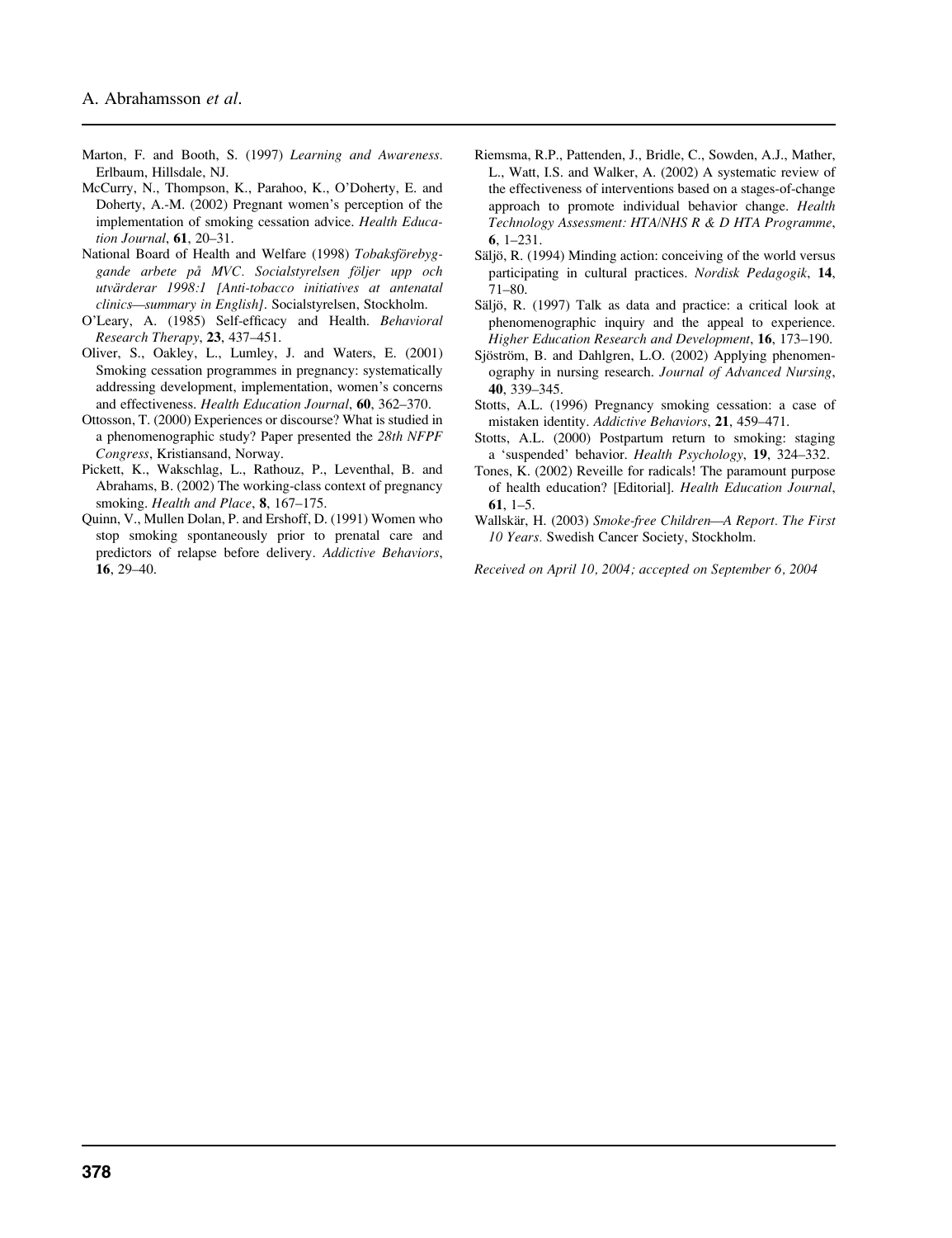Marton, F. and Booth, S. (1997) *Learning and Awareness.* Erlbaum, Hillsdale, NJ.

McCurry, N., Thompson, K., Parahoo, K., O'Doherty, E. and Doherty, A.-M. (2002) Pregnant women's perception of the implementation of smoking cessation advice. *Health Education Journal*, **61**, 20–31.

National Board of Health and Welfare (1998) *Tobaksförebyggande arbete på MVC. Socialstyrelsen följer upp och utvärderar 1998:1 [Anti-tobacco initiatives at antenatal clinics—summary in English]*. Socialstyrelsen, Stockholm.

O'Leary, A. (1985) Self-efficacy and Health. *Behavioral Research Therapy*, **23**, 437–451.

Oliver, S., Oakley, L., Lumley, J. and Waters, E. (2001) Smoking cessation programmes in pregnancy: systematically addressing development, implementation, women's concerns and effectiveness. *Health Education Journal*, **60**, 362–370.

Ottosson, T. (2000) Experiences or discourse? What is studied in a phenomenographic study? Paper presented the *28th NFPF Congress*, Kristiansand, Norway.

Pickett, K., Wakschlag, L., Rathouz, P., Leventhal, B. and Abrahams, B. (2002) The working-class context of pregnancy smoking. *Health and Place*, **8**, 167–175.

Quinn, V., Mullen Dolan, P. and Ershoff, D. (1991) Women who stop smoking spontaneously prior to prenatal care and predictors of relapse before delivery. *Addictive Behaviors*, **16**, 29–40.

Riemsma, R.P., Pattenden, J., Bridle, C., Sowden, A.J., Mather, L., Watt, I.S. and Walker, A. (2002) A systematic review of the effectiveness of interventions based on a stages-of-change approach to promote individual behavior change. *Health Technology Assessment: HTA/NHS R & D HTA Programme*, **6**, 1–231.

Säljö, R. (1994) Minding action: conceiving of the world versus participating in cultural practices. *Nordisk Pedagogik*, **14**, 71–80.

Säljö, R. (1997) Talk as data and practice: a critical look at phenomenographic inquiry and the appeal to experience. *Higher Education Research and Development*, **16**, 173–190.

Sjöström, B. and Dahlgren, L.O. (2002) Applying phenomenography in nursing research. *Journal of Advanced Nursing*, **40**, 339–345.

Stotts, A.L. (1996) Pregnancy smoking cessation: a case of mistaken identity. *Addictive Behaviors*, **21**, 459–471.

Stotts, A.L. (2000) Postpartum return to smoking: staging a 'suspended' behavior. *Health Psychology*, **19**, 324–332.

Tones, K. (2002) Reveille for radicals! The paramount purpose of health education? [Editorial]. *Health Education Journal*, **61**, 1–5.

Wallskär, H. (2003) *Smoke-free Children—A Report. The First 10 Years.* Swedish Cancer Society, Stockholm.

*Received on April 10, 2004; accepted on September 6, 2004*